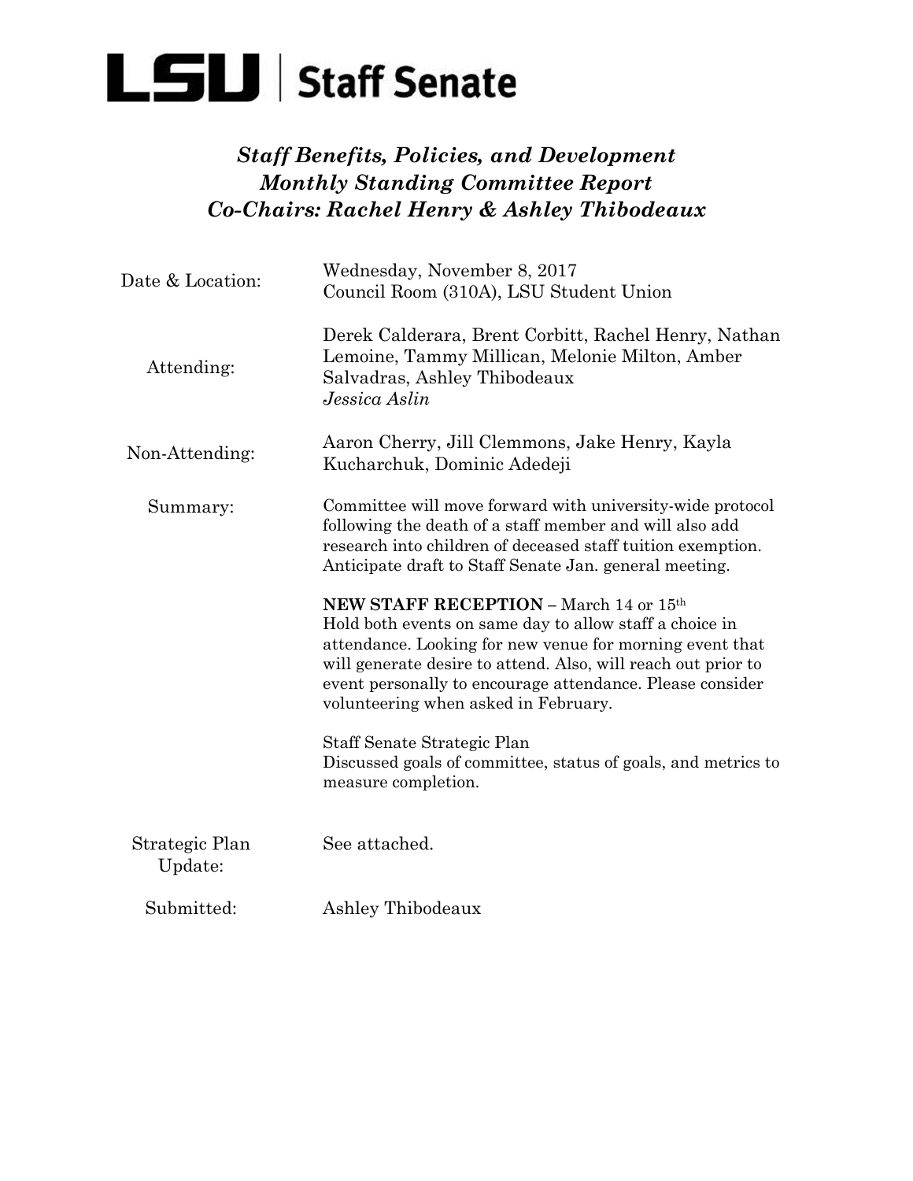# LSU | Staff Senate

## *Staff Benefits, Policies, and Development*
## *Monthly Standing Committee Report*
## *Co-Chairs: Rachel Henry & Ashley Thibodeaux*

| | |
|---|---|
| Date & Location: | Wednesday, November 8, 2017<br>Council Room (310A), LSU Student Union |
| Attending: | Derek Calderara, Brent Corbitt, Rachel Henry, Nathan Lemoine, Tammy Millican, Melonie Milton, Amber Salvadras, Ashley Thibodeaux<br>*Jessica Aslin* |
| Non-Attending: | Aaron Cherry, Jill Clemmons, Jake Henry, Kayla Kucharchuk, Dominic Adedeji |
| Summary: | Committee will move forward with university-wide protocol following the death of a staff member and will also add research into children of deceased staff tuition exemption. Anticipate draft to Staff Senate Jan. general meeting.<br><br>**NEW STAFF RECEPTION** – March 14 or 15th<br>Hold both events on same day to allow staff a choice in attendance. Looking for new venue for morning event that will generate desire to attend. Also, will reach out prior to event personally to encourage attendance. Please consider volunteering when asked in February.<br><br>Staff Senate Strategic Plan<br>Discussed goals of committee, status of goals, and metrics to measure completion. |
| Strategic Plan Update: | See attached. |
| Submitted: | Ashley Thibodeaux |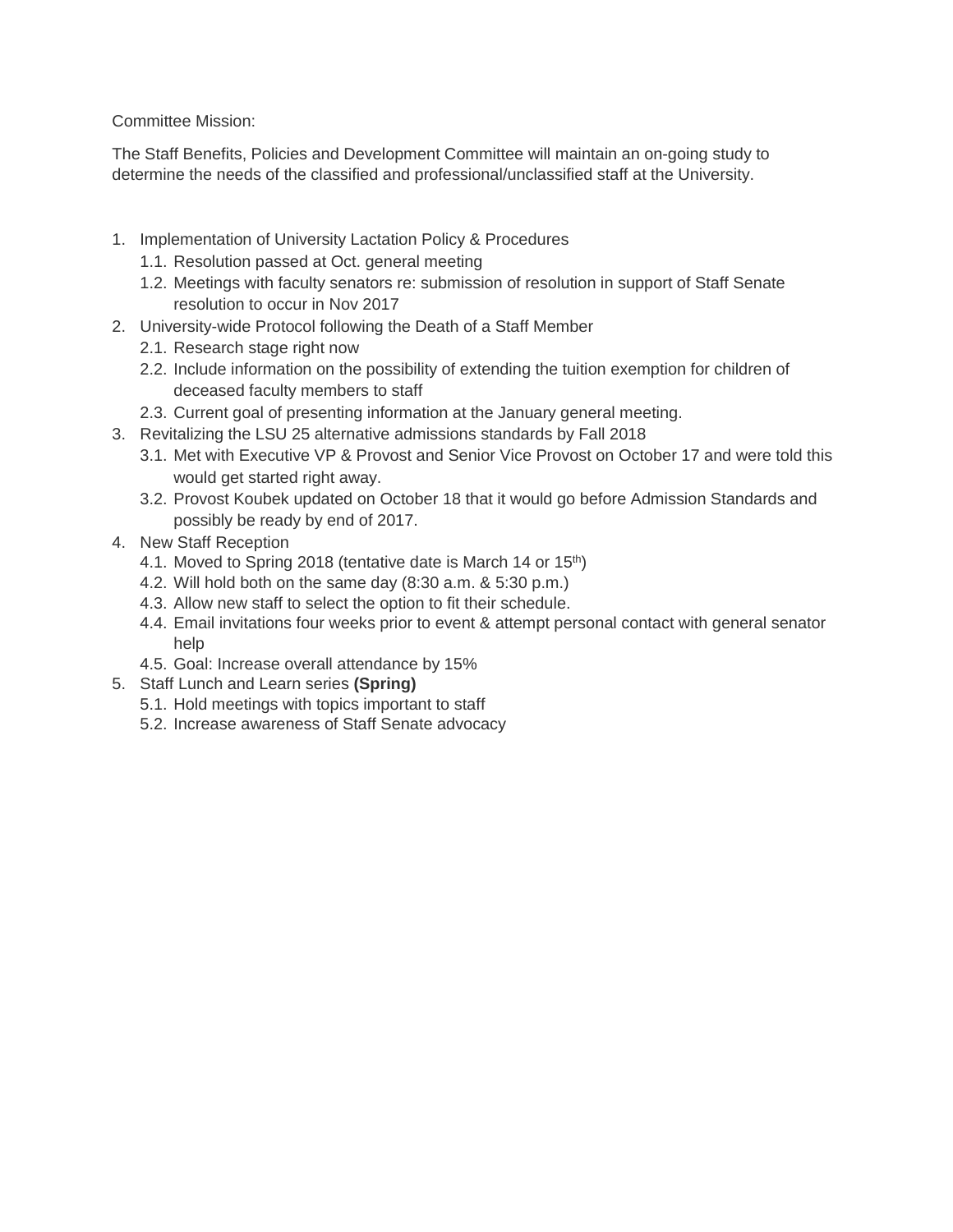Committee Mission:

The Staff Benefits, Policies and Development Committee will maintain an on-going study to determine the needs of the classified and professional/unclassified staff at the University.

1. Implementation of University Lactation Policy & Procedures
   1.1. Resolution passed at Oct. general meeting
   1.2. Meetings with faculty senators re: submission of resolution in support of Staff Senate resolution to occur in Nov 2017
2. University-wide Protocol following the Death of a Staff Member
   2.1. Research stage right now
   2.2. Include information on the possibility of extending the tuition exemption for children of deceased faculty members to staff
   2.3. Current goal of presenting information at the January general meeting.
3. Revitalizing the LSU 25 alternative admissions standards by Fall 2018
   3.1. Met with Executive VP & Provost and Senior Vice Provost on October 17 and were told this would get started right away.
   3.2. Provost Koubek updated on October 18 that it would go before Admission Standards and possibly be ready by end of 2017.
4. New Staff Reception
   4.1. Moved to Spring 2018 (tentative date is March 14 or 15th)
   4.2. Will hold both on the same day (8:30 a.m. & 5:30 p.m.)
   4.3. Allow new staff to select the option to fit their schedule.
   4.4. Email invitations four weeks prior to event & attempt personal contact with general senator help
   4.5. Goal: Increase overall attendance by 15%
5. Staff Lunch and Learn series **(Spring)**
   5.1. Hold meetings with topics important to staff
   5.2. Increase awareness of Staff Senate advocacy